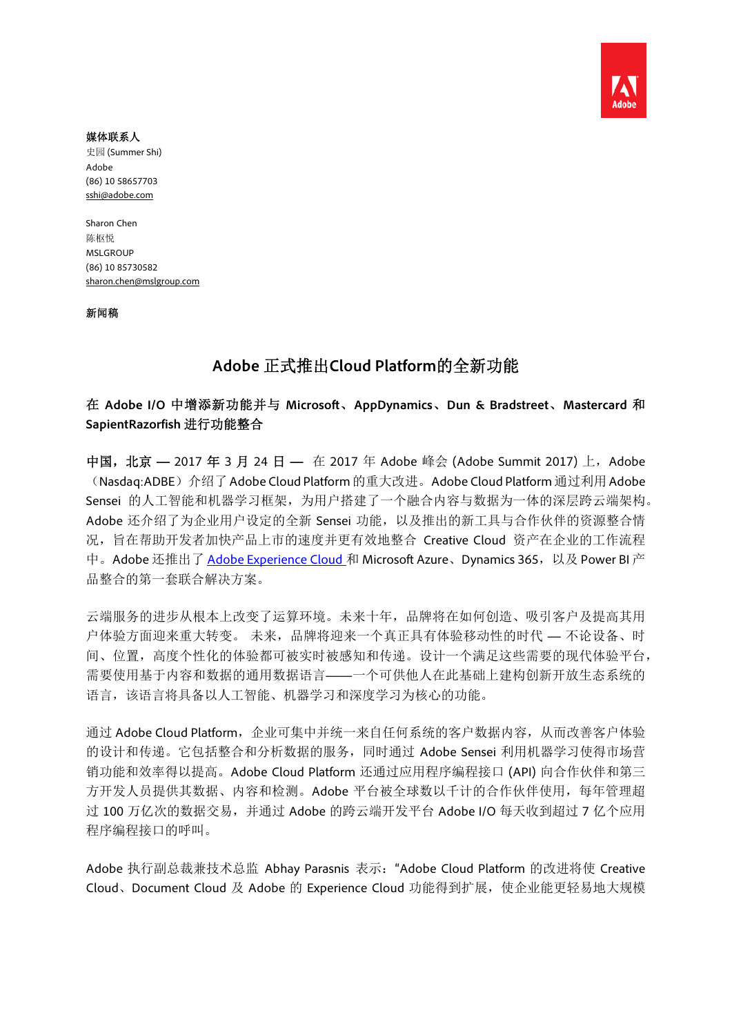**媒体联系人**
史园 (Summer Shi)
Adobe
(86) 10 58657703
sshi@adobe.com

Sharon Chen
陈枢悦
MSLGROUP
(86) 10 85730582
sharon.chen@mslgroup.com

**新闻稿**

## Adobe 正式推出Cloud Platform的全新功能

### 在 Adobe I/O 中增添新功能并与 Microsoft、AppDynamics、Dun & Bradstreet、Mastercard 和 SapientRazorfish 进行功能整合

**中国，北京 — 2017 年 3 月 24 日 —** 在 2017 年 Adobe 峰会 (Adobe Summit 2017) 上，Adobe（Nasdaq:ADBE）介绍了 Adobe Cloud Platform 的重大改进。Adobe Cloud Platform 通过利用 Adobe Sensei 的人工智能和机器学习框架，为用户搭建了一个融合内容与数据为一体的深层跨云端架构。Adobe 还介绍了为企业用户设定的全新 Sensei 功能，以及推出的新工具与合作伙伴的资源整合情况，旨在帮助开发者加快产品上市的速度并更有效地整合 Creative Cloud 资产在企业的工作流程中。Adobe 还推出了 Adobe Experience Cloud 和 Microsoft Azure、Dynamics 365，以及 Power BI 产品整合的第一套联合解决方案。

云端服务的进步从根本上改变了运算环境。未来十年，品牌将在如何创造、吸引客户及提高其用户体验方面迎来重大转变。 未来，品牌将迎来一个真正具有体验移动性的时代 — 不论设备、时间、位置，高度个性化的体验都可被实时被感知和传递。设计一个满足这些需要的现代体验平台，需要使用基于内容和数据的通用数据语言——一个可供他人在此基础上建构创新开放生态系统的语言，该语言将具备以人工智能、机器学习和深度学习为核心的功能。

通过 Adobe Cloud Platform，企业可集中并统一来自任何系统的客户数据内容，从而改善客户体验的设计和传递。它包括整合和分析数据的服务，同时通过 Adobe Sensei 利用机器学习使得市场营销功能和效率得以提高。Adobe Cloud Platform 还通过应用程序编程接口 (API) 向合作伙伴和第三方开发人员提供其数据、内容和检测。Adobe 平台被全球数以千计的合作伙伴使用，每年管理超过 100 万亿次的数据交易，并通过 Adobe 的跨云端开发平台 Adobe I/O 每天收到超过 7 亿个应用程序编程接口的呼叫。

Adobe 执行副总裁兼技术总监 Abhay Parasnis 表示："Adobe Cloud Platform 的改进将使 Creative Cloud、Document Cloud 及 Adobe 的 Experience Cloud 功能得到扩展，使企业能更轻易地大规模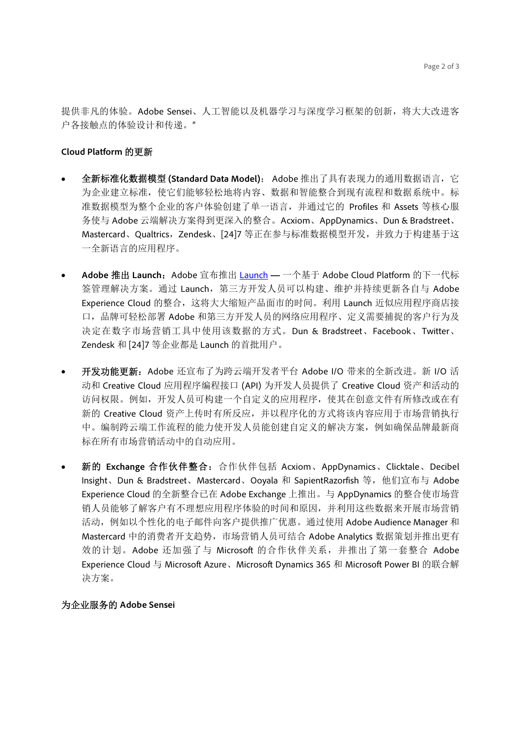提供非凡的体验。Adobe Sensei、人工智能以及机器学习与深度学习框架的创新，将大大改进客户各接触点的体验设计和传递。"

**Cloud Platform 的更新**

- **全新标准化数据模型 (Standard Data Model)**： Adobe 推出了具有表现力的通用数据语言，它为企业建立标准，使它们能够轻松地将内容、数据和智能整合到现有流程和数据系统中。标准数据模型为整个企业的客户体验创建了单一语言，并通过它的 Profiles 和 Assets 等核心服务使与 Adobe 云端解决方案得到更深入的整合。Acxiom、AppDynamics、Dun & Bradstreet、Mastercard、Qualtrics，Zendesk、[24]7 等正在参与标准数据模型开发，并致力于构建基于这一全新语言的应用程序。

- **Adobe 推出 Launch**：Adobe 宣布推出 Launch — 一个基于 Adobe Cloud Platform 的下一代标签管理解决方案。通过 Launch，第三方开发人员可以构建、维护并持续更新各自与 Adobe Experience Cloud 的整合，这将大大缩短产品面市的时间。利用 Launch 近似应用程序商店接口，品牌可轻松部署 Adobe 和第三方开发人员的网络应用程序、定义需要捕捉的客户行为及决定在数字市场营销工具中使用该数据的方式。Dun & Bradstreet、Facebook、Twitter、Zendesk 和 [24]7 等企业都是 Launch 的首批用户。

- **开发功能更新**：Adobe 还宣布了为跨云端开发者平台 Adobe I/O 带来的全新改进。新 I/O 活动和 Creative Cloud 应用程序编程接口 (API) 为开发人员提供了 Creative Cloud 资产和活动的访问权限。例如，开发人员可构建一个自定义的应用程序，使其在创意文件有所修改或在有新的 Creative Cloud 资产上传时有所反应，并以程序化的方式将该内容应用于市场营销执行中。编制跨云端工作流程的能力使开发人员能创建自定义的解决方案，例如确保品牌最新商标在所有市场营销活动中的自动应用。

- **新的 Exchange 合作伙伴整合**：合作伙伴包括 Acxiom、AppDynamics、Clicktale、Decibel Insight、Dun & Bradstreet、Mastercard、Ooyala 和 SapientRazorfish 等，他们宣布与 Adobe Experience Cloud 的全新整合已在 Adobe Exchange 上推出。与 AppDynamics 的整合使市场营销人员能够了解客户有不理想应用程序体验的时间和原因，并利用这些数据来开展市场营销活动，例如以个性化的电子邮件向客户提供推广优惠。通过使用 Adobe Audience Manager 和 Mastercard 中的消费者开支趋势，市场营销人员可结合 Adobe Analytics 数据策划并推出更有效的计划。Adobe 还加强了与 Microsoft 的合作伙伴关系，并推出了第一套整合 Adobe Experience Cloud 与 Microsoft Azure、Microsoft Dynamics 365 和 Microsoft Power BI 的联合解决方案。

**为企业服务的 Adobe Sensei**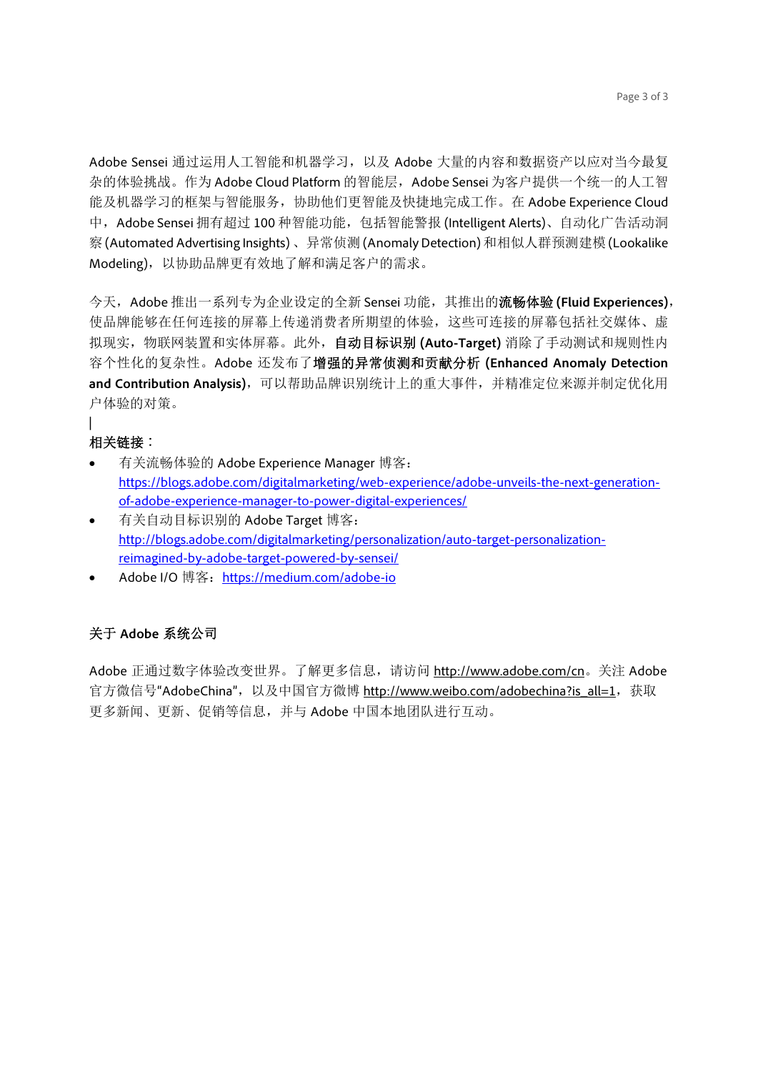Adobe Sensei 通过运用人工智能和机器学习，以及 Adobe 大量的内容和数据资产以应对当今最复杂的体验挑战。作为 Adobe Cloud Platform 的智能层，Adobe Sensei 为客户提供一个统一的人工智能及机器学习的框架与智能服务，协助他们更智能及快捷地完成工作。在 Adobe Experience Cloud 中，Adobe Sensei 拥有超过 100 种智能功能，包括智能警报 (Intelligent Alerts)、自动化广告活动洞察 (Automated Advertising Insights) 、异常侦测 (Anomaly Detection) 和相似人群预测建模 (Lookalike Modeling)，以协助品牌更有效地了解和满足客户的需求。

今天，Adobe 推出一系列专为企业设定的全新 Sensei 功能，其推出的**流畅体验 (Fluid Experiences)**，使品牌能够在任何连接的屏幕上传递消费者所期望的体验，这些可连接的屏幕包括社交媒体、虚拟现实，物联网装置和实体屏幕。此外，**自动目标识别 (Auto-Target)** 消除了手动测试和规则性内容个性化的复杂性。Adobe 还发布了**增强的异常侦测和贡献分析 (Enhanced Anomaly Detection and Contribution Analysis)**，可以帮助品牌识别统计上的重大事件，并精准定位来源并制定优化用户体验的对策。

相关链接：

- 有关流畅体验的 Adobe Experience Manager 博客：https://blogs.adobe.com/digitalmarketing/web-experience/adobe-unveils-the-next-generation-of-adobe-experience-manager-to-power-digital-experiences/
- 有关自动目标识别的 Adobe Target 博客：http://blogs.adobe.com/digitalmarketing/personalization/auto-target-personalization-reimagined-by-adobe-target-powered-by-sensei/
- Adobe I/O 博客：https://medium.com/adobe-io

## 关于 Adobe 系统公司

Adobe 正通过数字体验改变世界。了解更多信息，请访问 http://www.adobe.com/cn。关注 Adobe 官方微信号"AdobeChina"，以及中国官方微博 http://www.weibo.com/adobechina?is_all=1，获取更多新闻、更新、促销等信息，并与 Adobe 中国本地团队进行互动。